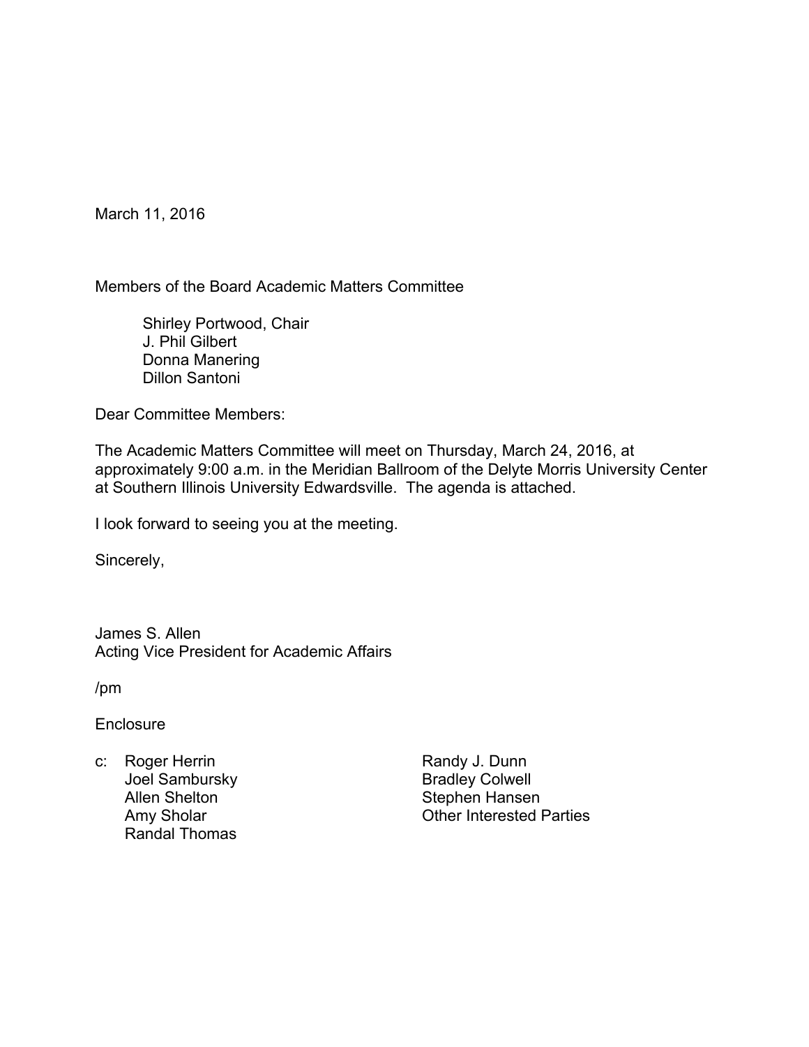March 11, 2016

Members of the Board Academic Matters Committee

Shirley Portwood, Chair
J. Phil Gilbert
Donna Manering
Dillon Santoni

Dear Committee Members:

The Academic Matters Committee will meet on Thursday, March 24, 2016, at approximately 9:00 a.m. in the Meridian Ballroom of the Delyte Morris University Center at Southern Illinois University Edwardsville. The agenda is attached.

I look forward to seeing you at the meeting.

Sincerely,

James S. Allen
Acting Vice President for Academic Affairs

/pm

Enclosure

c: Roger Herrin
Joel Sambursky
Allen Shelton
Amy Sholar
Randal Thomas
Randy J. Dunn
Bradley Colwell
Stephen Hansen
Other Interested Parties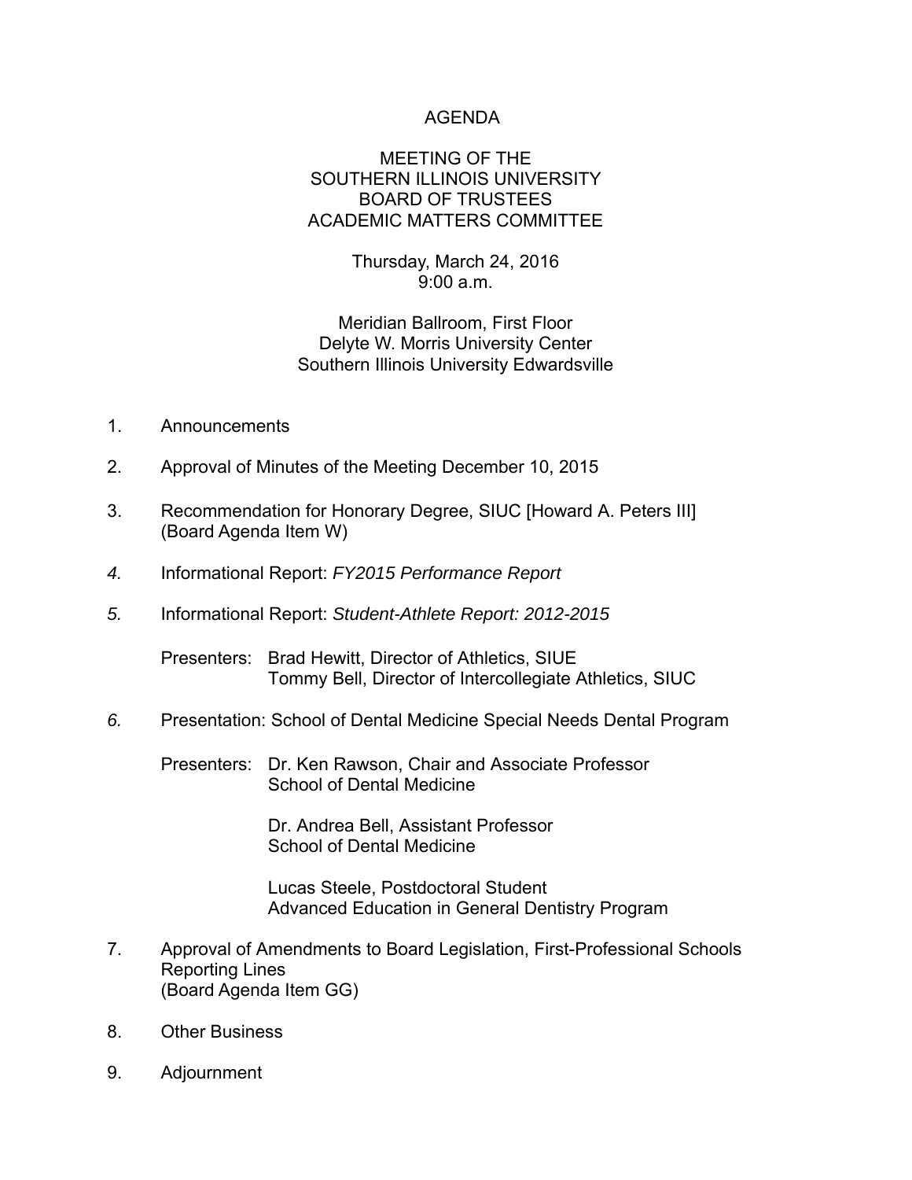# AGENDA

## MEETING OF THE
## SOUTHERN ILLINOIS UNIVERSITY
## BOARD OF TRUSTEES
## ACADEMIC MATTERS COMMITTEE

Thursday, March 24, 2016
9:00 a.m.

Meridian Ballroom, First Floor
Delyte W. Morris University Center
Southern Illinois University Edwardsville

1. Announcements

2. Approval of Minutes of the Meeting December 10, 2015

3. Recommendation for Honorary Degree, SIUC [Howard A. Peters III] (Board Agenda Item W)

4. Informational Report: *FY2015 Performance Report*

5. Informational Report: *Student-Athlete Report: 2012-2015*

   Presenters: Brad Hewitt, Director of Athletics, SIUE
   Tommy Bell, Director of Intercollegiate Athletics, SIUC

6. Presentation: School of Dental Medicine Special Needs Dental Program

   Presenters: Dr. Ken Rawson, Chair and Associate Professor
   School of Dental Medicine

   Dr. Andrea Bell, Assistant Professor
   School of Dental Medicine

   Lucas Steele, Postdoctoral Student
   Advanced Education in General Dentistry Program

7. Approval of Amendments to Board Legislation, First-Professional Schools Reporting Lines
   (Board Agenda Item GG)

8. Other Business

9. Adjournment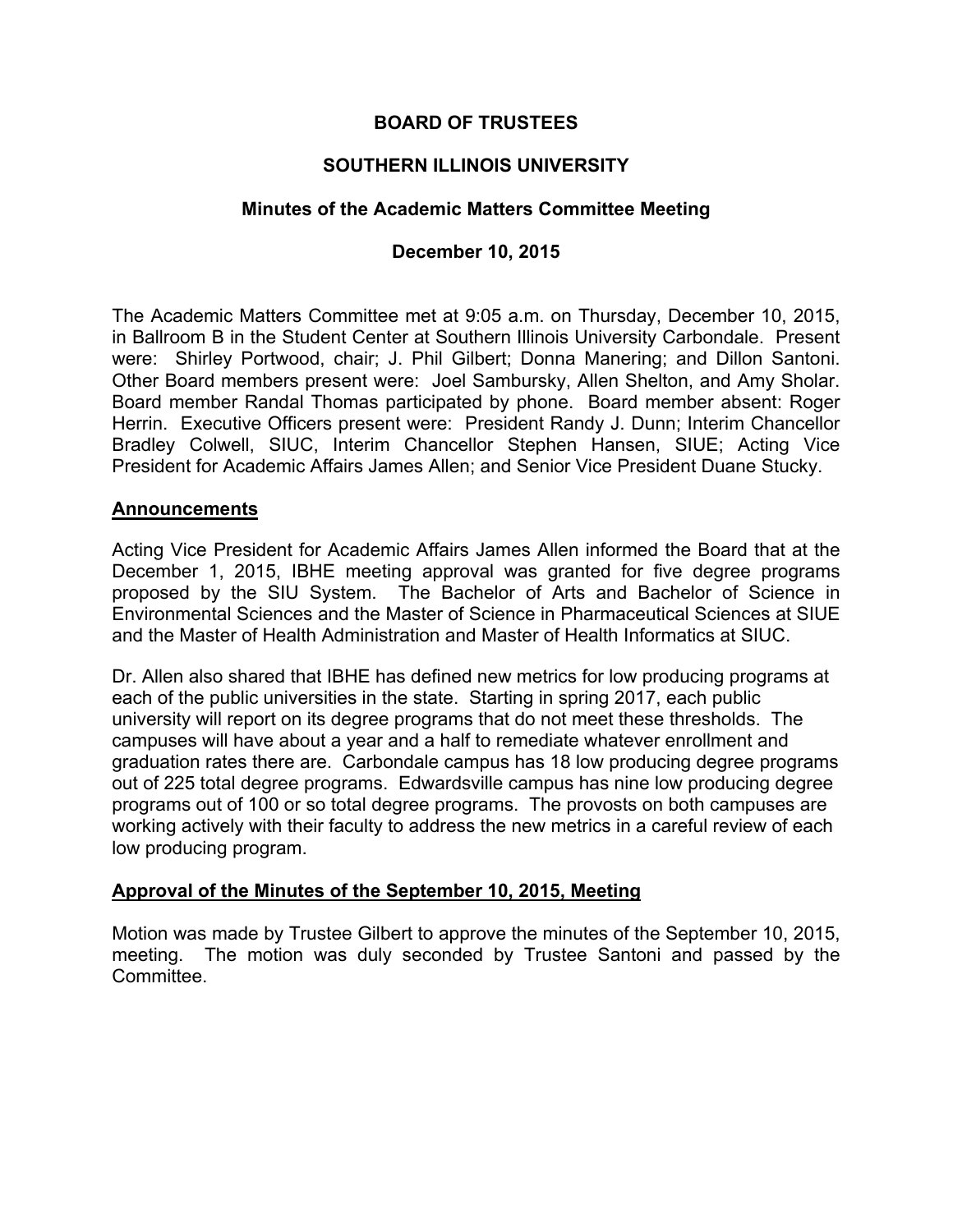# BOARD OF TRUSTEES

## SOUTHERN ILLINOIS UNIVERSITY

### Minutes of the Academic Matters Committee Meeting

### December 10, 2015

The Academic Matters Committee met at 9:05 a.m. on Thursday, December 10, 2015, in Ballroom B in the Student Center at Southern Illinois University Carbondale. Present were: Shirley Portwood, chair; J. Phil Gilbert; Donna Manering; and Dillon Santoni. Other Board members present were: Joel Sambursky, Allen Shelton, and Amy Sholar. Board member Randal Thomas participated by phone. Board member absent: Roger Herrin. Executive Officers present were: President Randy J. Dunn; Interim Chancellor Bradley Colwell, SIUC, Interim Chancellor Stephen Hansen, SIUE; Acting Vice President for Academic Affairs James Allen; and Senior Vice President Duane Stucky.

**Announcements**

Acting Vice President for Academic Affairs James Allen informed the Board that at the December 1, 2015, IBHE meeting approval was granted for five degree programs proposed by the SIU System. The Bachelor of Arts and Bachelor of Science in Environmental Sciences and the Master of Science in Pharmaceutical Sciences at SIUE and the Master of Health Administration and Master of Health Informatics at SIUC.

Dr. Allen also shared that IBHE has defined new metrics for low producing programs at each of the public universities in the state. Starting in spring 2017, each public university will report on its degree programs that do not meet these thresholds. The campuses will have about a year and a half to remediate whatever enrollment and graduation rates there are. Carbondale campus has 18 low producing degree programs out of 225 total degree programs. Edwardsville campus has nine low producing degree programs out of 100 or so total degree programs. The provosts on both campuses are working actively with their faculty to address the new metrics in a careful review of each low producing program.

**Approval of the Minutes of the September 10, 2015, Meeting**

Motion was made by Trustee Gilbert to approve the minutes of the September 10, 2015, meeting. The motion was duly seconded by Trustee Santoni and passed by the Committee.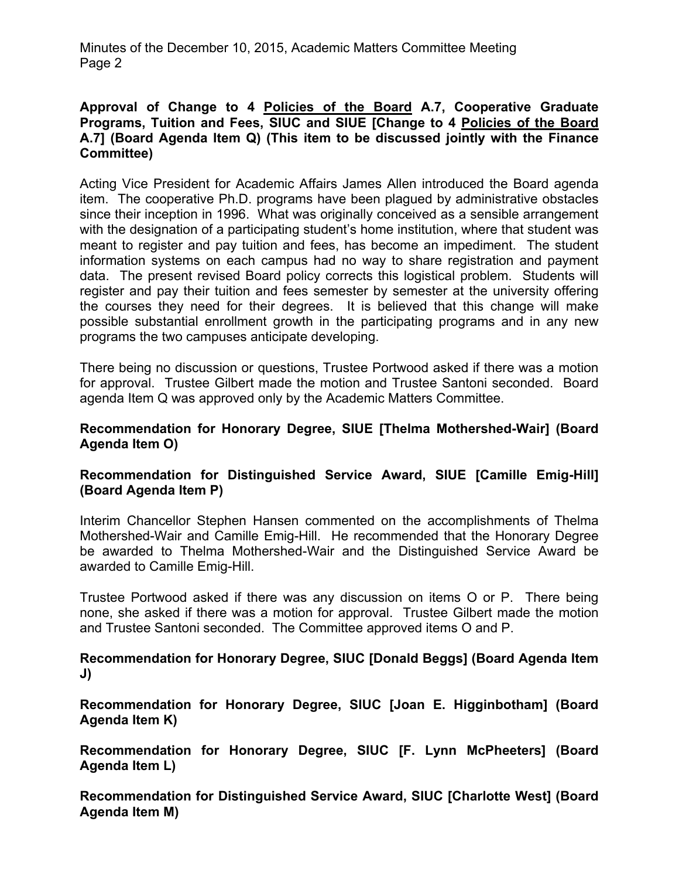**Approval of Change to 4 Policies of the Board A.7, Cooperative Graduate Programs, Tuition and Fees, SIUC and SIUE [Change to 4 Policies of the Board A.7] (Board Agenda Item Q) (This item to be discussed jointly with the Finance Committee)**

Acting Vice President for Academic Affairs James Allen introduced the Board agenda item. The cooperative Ph.D. programs have been plagued by administrative obstacles since their inception in 1996. What was originally conceived as a sensible arrangement with the designation of a participating student's home institution, where that student was meant to register and pay tuition and fees, has become an impediment. The student information systems on each campus had no way to share registration and payment data. The present revised Board policy corrects this logistical problem. Students will register and pay their tuition and fees semester by semester at the university offering the courses they need for their degrees. It is believed that this change will make possible substantial enrollment growth in the participating programs and in any new programs the two campuses anticipate developing.

There being no discussion or questions, Trustee Portwood asked if there was a motion for approval. Trustee Gilbert made the motion and Trustee Santoni seconded. Board agenda Item Q was approved only by the Academic Matters Committee.

**Recommendation for Honorary Degree, SIUE [Thelma Mothershed-Wair] (Board Agenda Item O)**

**Recommendation for Distinguished Service Award, SIUE [Camille Emig-Hill] (Board Agenda Item P)**

Interim Chancellor Stephen Hansen commented on the accomplishments of Thelma Mothershed-Wair and Camille Emig-Hill. He recommended that the Honorary Degree be awarded to Thelma Mothershed-Wair and the Distinguished Service Award be awarded to Camille Emig-Hill.

Trustee Portwood asked if there was any discussion on items O or P. There being none, she asked if there was a motion for approval. Trustee Gilbert made the motion and Trustee Santoni seconded. The Committee approved items O and P.

**Recommendation for Honorary Degree, SIUC [Donald Beggs] (Board Agenda Item J)**

**Recommendation for Honorary Degree, SIUC [Joan E. Higginbotham] (Board Agenda Item K)**

**Recommendation for Honorary Degree, SIUC [F. Lynn McPheeters] (Board Agenda Item L)**

**Recommendation for Distinguished Service Award, SIUC [Charlotte West] (Board Agenda Item M)**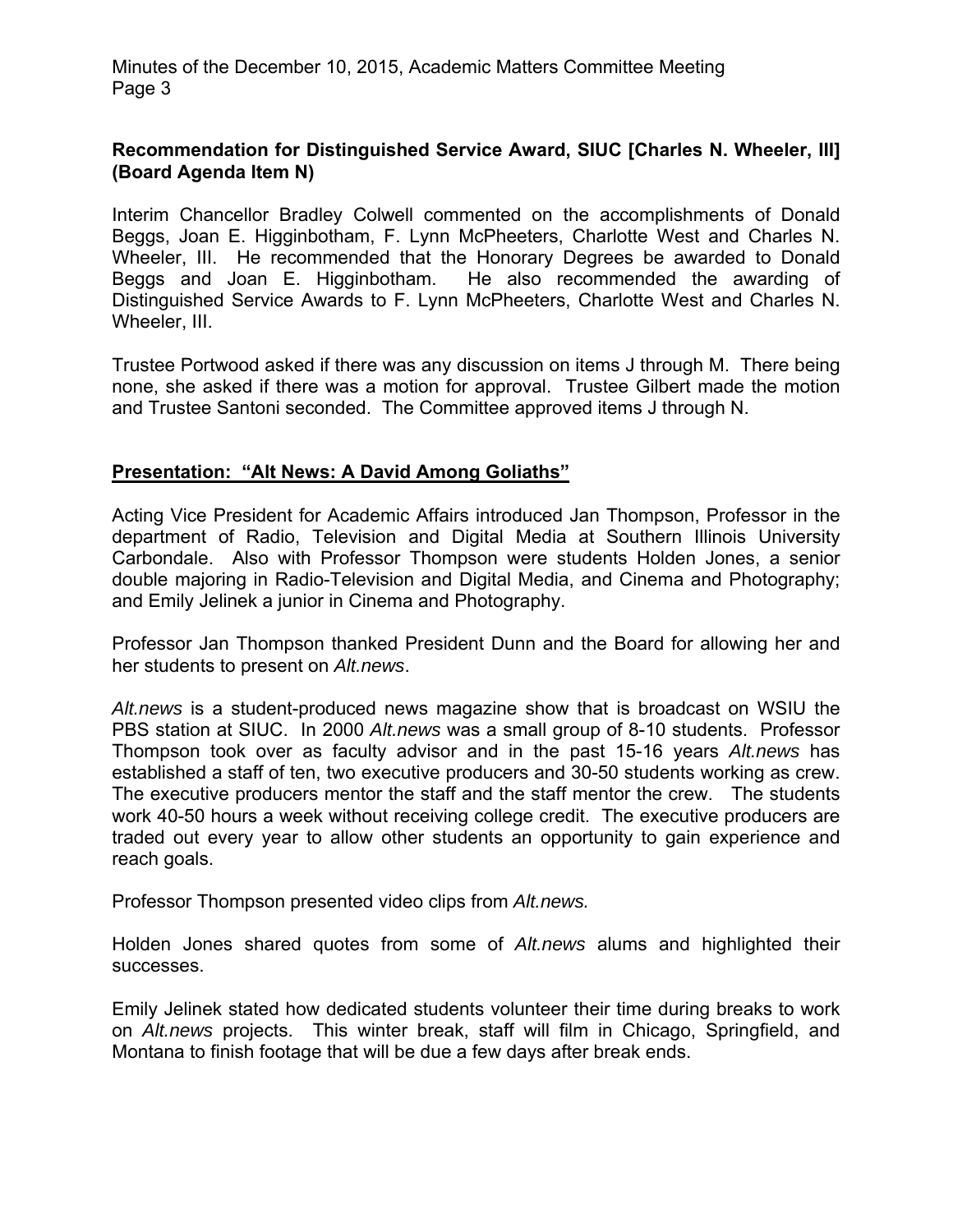**Recommendation for Distinguished Service Award, SIUC [Charles N. Wheeler, III] (Board Agenda Item N)**

Interim Chancellor Bradley Colwell commented on the accomplishments of Donald Beggs, Joan E. Higginbotham, F. Lynn McPheeters, Charlotte West and Charles N. Wheeler, III. He recommended that the Honorary Degrees be awarded to Donald Beggs and Joan E. Higginbotham. He also recommended the awarding of Distinguished Service Awards to F. Lynn McPheeters, Charlotte West and Charles N. Wheeler, III.

Trustee Portwood asked if there was any discussion on items J through M. There being none, she asked if there was a motion for approval. Trustee Gilbert made the motion and Trustee Santoni seconded. The Committee approved items J through N.

## Presentation: "Alt News: A David Among Goliaths"

Acting Vice President for Academic Affairs introduced Jan Thompson, Professor in the department of Radio, Television and Digital Media at Southern Illinois University Carbondale. Also with Professor Thompson were students Holden Jones, a senior double majoring in Radio-Television and Digital Media, and Cinema and Photography; and Emily Jelinek a junior in Cinema and Photography.

Professor Jan Thompson thanked President Dunn and the Board for allowing her and her students to present on *Alt.news*.

*Alt.news* is a student-produced news magazine show that is broadcast on WSIU the PBS station at SIUC. In 2000 *Alt.news* was a small group of 8-10 students. Professor Thompson took over as faculty advisor and in the past 15-16 years *Alt.news* has established a staff of ten, two executive producers and 30-50 students working as crew. The executive producers mentor the staff and the staff mentor the crew. The students work 40-50 hours a week without receiving college credit. The executive producers are traded out every year to allow other students an opportunity to gain experience and reach goals.

Professor Thompson presented video clips from *Alt.news.*

Holden Jones shared quotes from some of *Alt.news* alums and highlighted their successes.

Emily Jelinek stated how dedicated students volunteer their time during breaks to work on *Alt.news* projects. This winter break, staff will film in Chicago, Springfield, and Montana to finish footage that will be due a few days after break ends.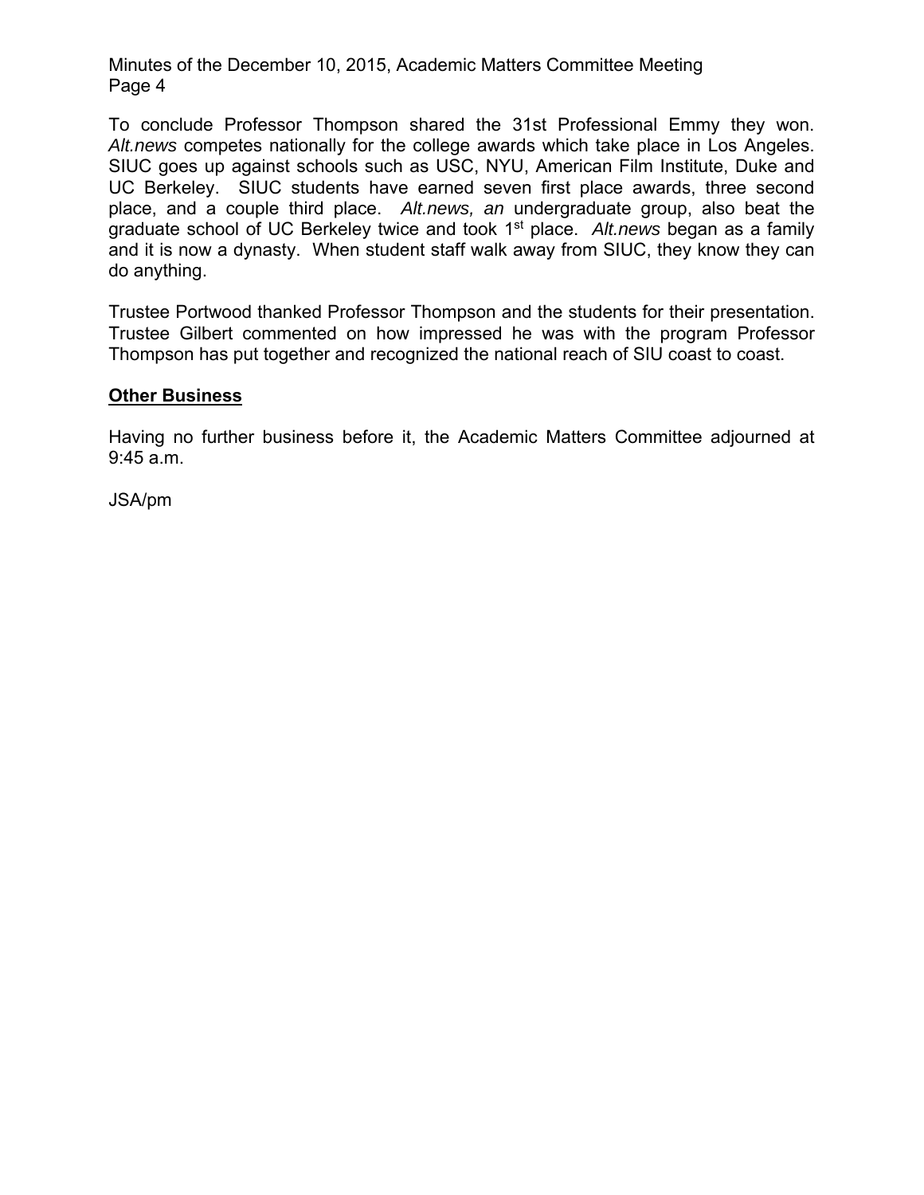To conclude Professor Thompson shared the 31st Professional Emmy they won. *Alt.news* competes nationally for the college awards which take place in Los Angeles. SIUC goes up against schools such as USC, NYU, American Film Institute, Duke and UC Berkeley. SIUC students have earned seven first place awards, three second place, and a couple third place. *Alt.news, an* undergraduate group, also beat the graduate school of UC Berkeley twice and took 1st place. *Alt.news* began as a family and it is now a dynasty. When student staff walk away from SIUC, they know they can do anything.

Trustee Portwood thanked Professor Thompson and the students for their presentation. Trustee Gilbert commented on how impressed he was with the program Professor Thompson has put together and recognized the national reach of SIU coast to coast.

## **Other Business**

Having no further business before it, the Academic Matters Committee adjourned at 9:45 a.m.

JSA/pm